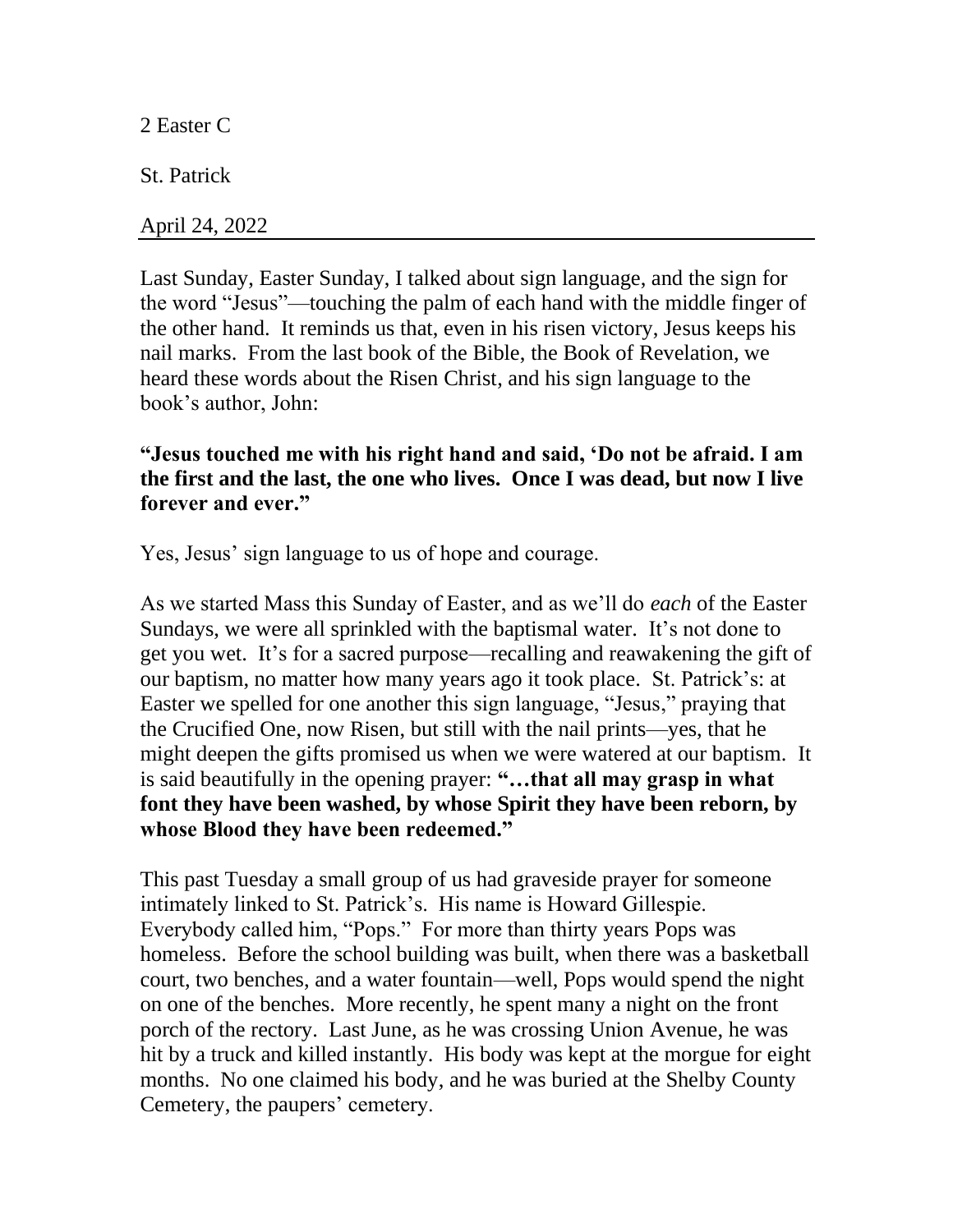2 Easter C

St. Patrick

April 24, 2022

---

Last Sunday, Easter Sunday, I talked about sign language, and the sign for the word "Jesus"—touching the palm of each hand with the middle finger of the other hand. It reminds us that, even in his risen victory, Jesus keeps his nail marks. From the last book of the Bible, the Book of Revelation, we heard these words about the Risen Christ, and his sign language to the book's author, John:

**"Jesus touched me with his right hand and said, 'Do not be afraid. I am the first and the last, the one who lives. Once I was dead, but now I live forever and ever."**

Yes, Jesus' sign language to us of hope and courage.

As we started Mass this Sunday of Easter, and as we'll do *each* of the Easter Sundays, we were all sprinkled with the baptismal water. It's not done to get you wet. It's for a sacred purpose—recalling and reawakening the gift of our baptism, no matter how many years ago it took place. St. Patrick's: at Easter we spelled for one another this sign language, "Jesus," praying that the Crucified One, now Risen, but still with the nail prints—yes, that he might deepen the gifts promised us when we were watered at our baptism. It is said beautifully in the opening prayer: **"…that all may grasp in what font they have been washed, by whose Spirit they have been reborn, by whose Blood they have been redeemed."**

This past Tuesday a small group of us had graveside prayer for someone intimately linked to St. Patrick's. His name is Howard Gillespie. Everybody called him, "Pops." For more than thirty years Pops was homeless. Before the school building was built, when there was a basketball court, two benches, and a water fountain—well, Pops would spend the night on one of the benches. More recently, he spent many a night on the front porch of the rectory. Last June, as he was crossing Union Avenue, he was hit by a truck and killed instantly. His body was kept at the morgue for eight months. No one claimed his body, and he was buried at the Shelby County Cemetery, the paupers' cemetery.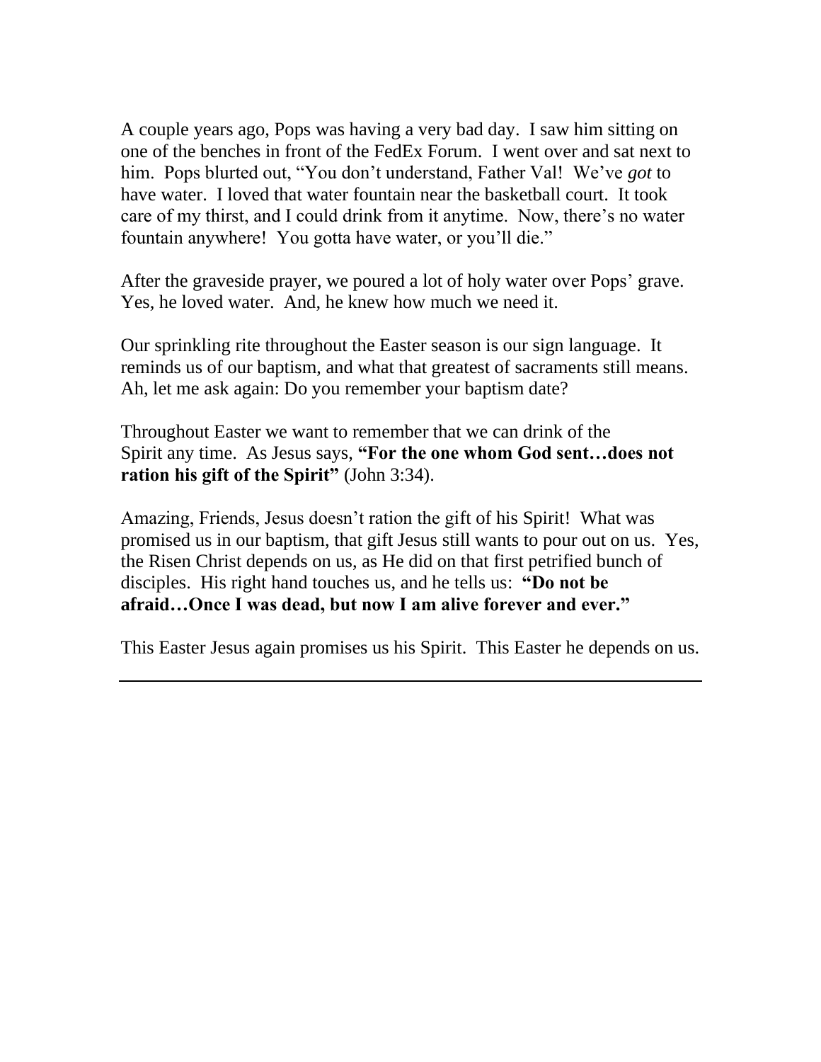A couple years ago, Pops was having a very bad day. I saw him sitting on one of the benches in front of the FedEx Forum. I went over and sat next to him. Pops blurted out, "You don't understand, Father Val! We've *got* to have water. I loved that water fountain near the basketball court. It took care of my thirst, and I could drink from it anytime. Now, there's no water fountain anywhere! You gotta have water, or you'll die."

After the graveside prayer, we poured a lot of holy water over Pops' grave. Yes, he loved water. And, he knew how much we need it.

Our sprinkling rite throughout the Easter season is our sign language. It reminds us of our baptism, and what that greatest of sacraments still means. Ah, let me ask again: Do you remember your baptism date?

Throughout Easter we want to remember that we can drink of the Spirit any time. As Jesus says, **"For the one whom God sent…does not ration his gift of the Spirit"** (John 3:34).

Amazing, Friends, Jesus doesn't ration the gift of his Spirit! What was promised us in our baptism, that gift Jesus still wants to pour out on us. Yes, the Risen Christ depends on us, as He did on that first petrified bunch of disciples. His right hand touches us, and he tells us: **"Do not be afraid…Once I was dead, but now I am alive forever and ever."**

This Easter Jesus again promises us his Spirit. This Easter he depends on us.

---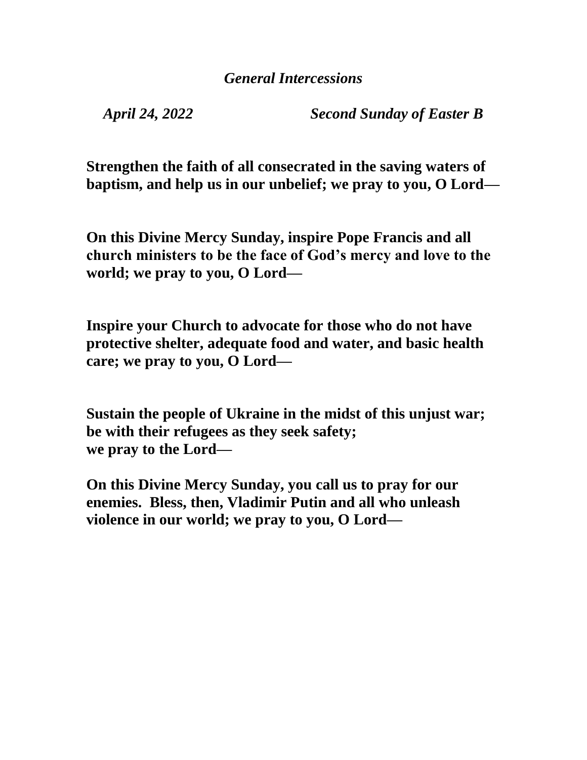*General Intercessions*

*April 24, 2022* *Second Sunday of Easter B*

**Strengthen the faith of all consecrated in the saving waters of baptism, and help us in our unbelief; we pray to you, O Lord—**

**On this Divine Mercy Sunday, inspire Pope Francis and all church ministers to be the face of God's mercy and love to the world; we pray to you, O Lord—**

**Inspire your Church to advocate for those who do not have protective shelter, adequate food and water, and basic health care; we pray to you, O Lord—**

**Sustain the people of Ukraine in the midst of this unjust war; be with their refugees as they seek safety;
we pray to the Lord—**

**On this Divine Mercy Sunday, you call us to pray for our enemies. Bless, then, Vladimir Putin and all who unleash violence in our world; we pray to you, O Lord—**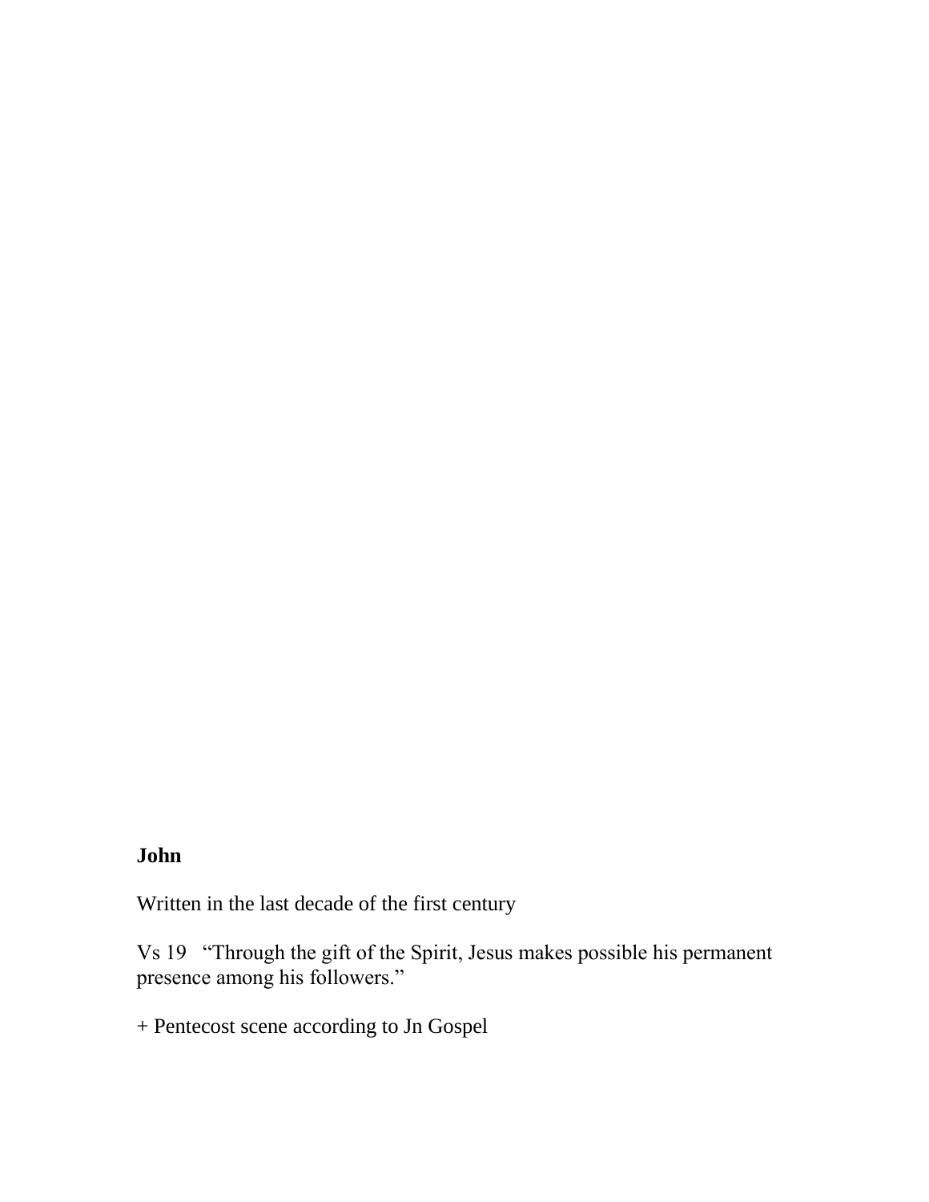**John**

Written in the last decade of the first century

Vs 19 "Through the gift of the Spirit, Jesus makes possible his permanent presence among his followers."

+ Pentecost scene according to Jn Gospel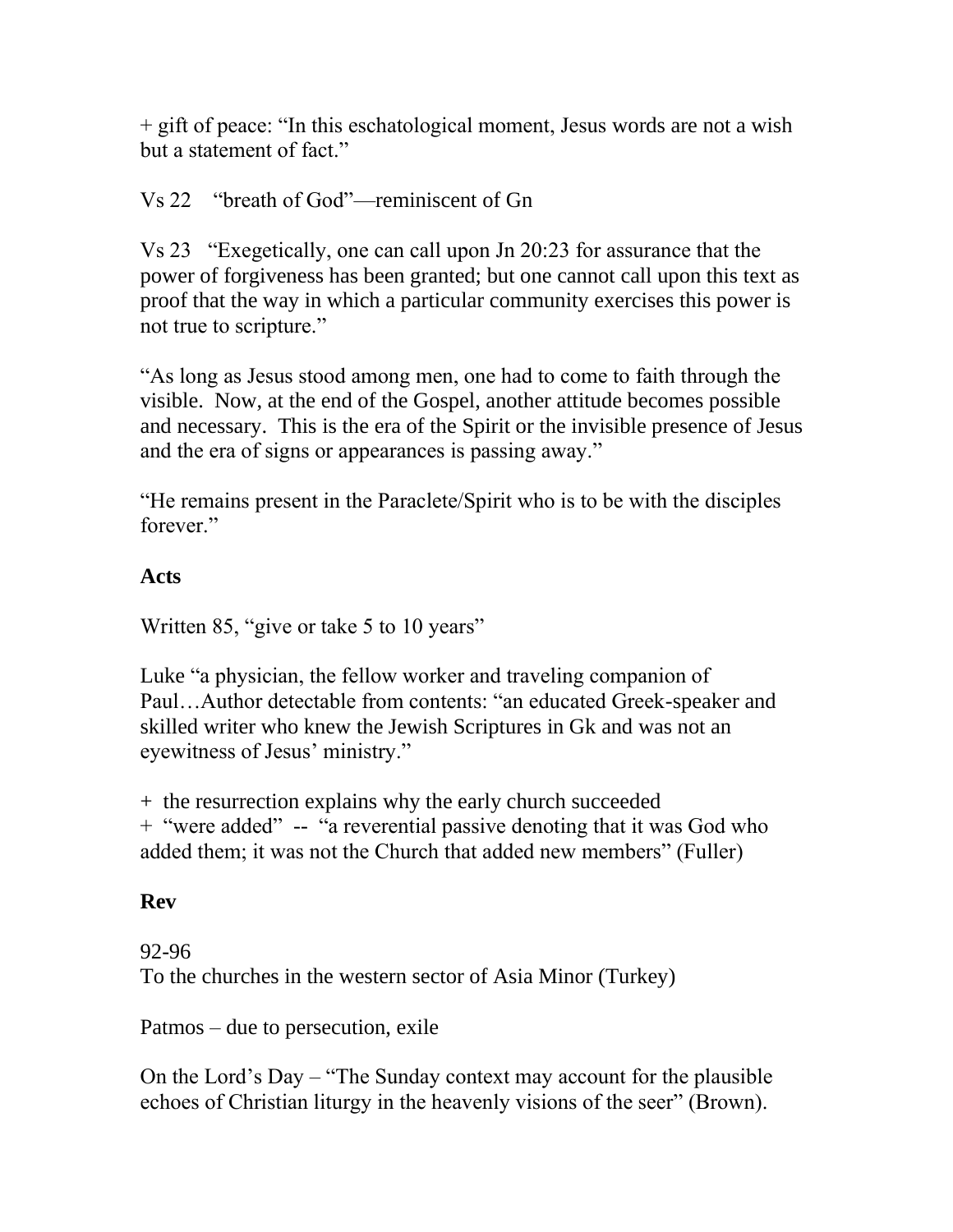+ gift of peace: “In this eschatological moment, Jesus words are not a wish but a statement of fact.”

Vs 22 “breath of God”—reminiscent of Gn

Vs 23 “Exegetically, one can call upon Jn 20:23 for assurance that the power of forgiveness has been granted; but one cannot call upon this text as proof that the way in which a particular community exercises this power is not true to scripture.”

“As long as Jesus stood among men, one had to come to faith through the visible. Now, at the end of the Gospel, another attitude becomes possible and necessary. This is the era of the Spirit or the invisible presence of Jesus and the era of signs or appearances is passing away.”

“He remains present in the Paraclete/Spirit who is to be with the disciples forever.”

**Acts**

Written 85, “give or take 5 to 10 years”

Luke “a physician, the fellow worker and traveling companion of Paul…Author detectable from contents: “an educated Greek-speaker and skilled writer who knew the Jewish Scriptures in Gk and was not an eyewitness of Jesus’ ministry.”

+ the resurrection explains why the early church succeeded
+ “were added” -- “a reverential passive denoting that it was God who added them; it was not the Church that added new members” (Fuller)

**Rev**

92-96
To the churches in the western sector of Asia Minor (Turkey)

Patmos – due to persecution, exile

On the Lord’s Day – “The Sunday context may account for the plausible echoes of Christian liturgy in the heavenly visions of the seer” (Brown).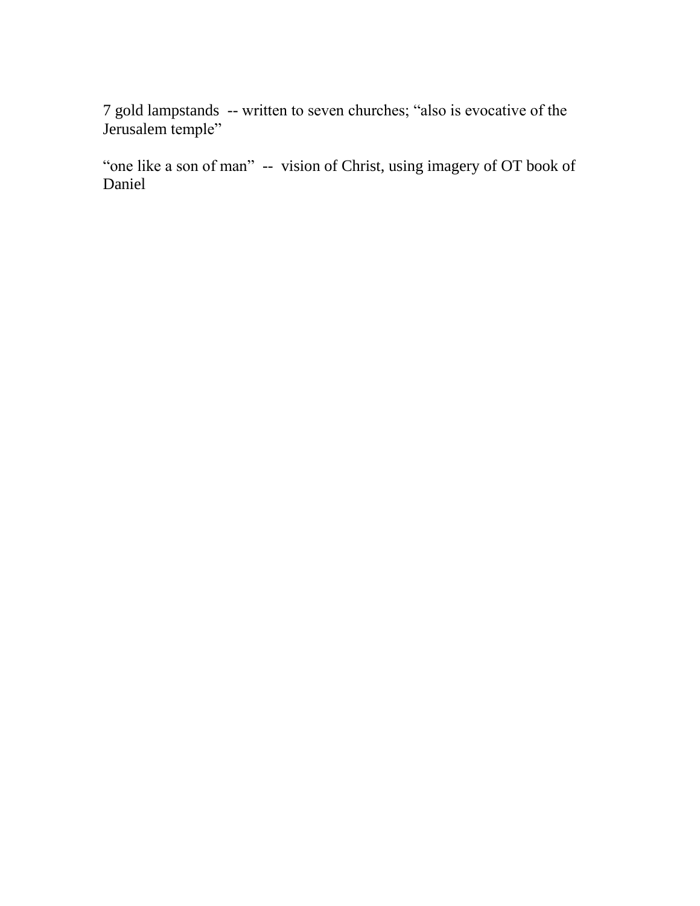7 gold lampstands -- written to seven churches; “also is evocative of the Jerusalem temple”

“one like a son of man” -- vision of Christ, using imagery of OT book of Daniel